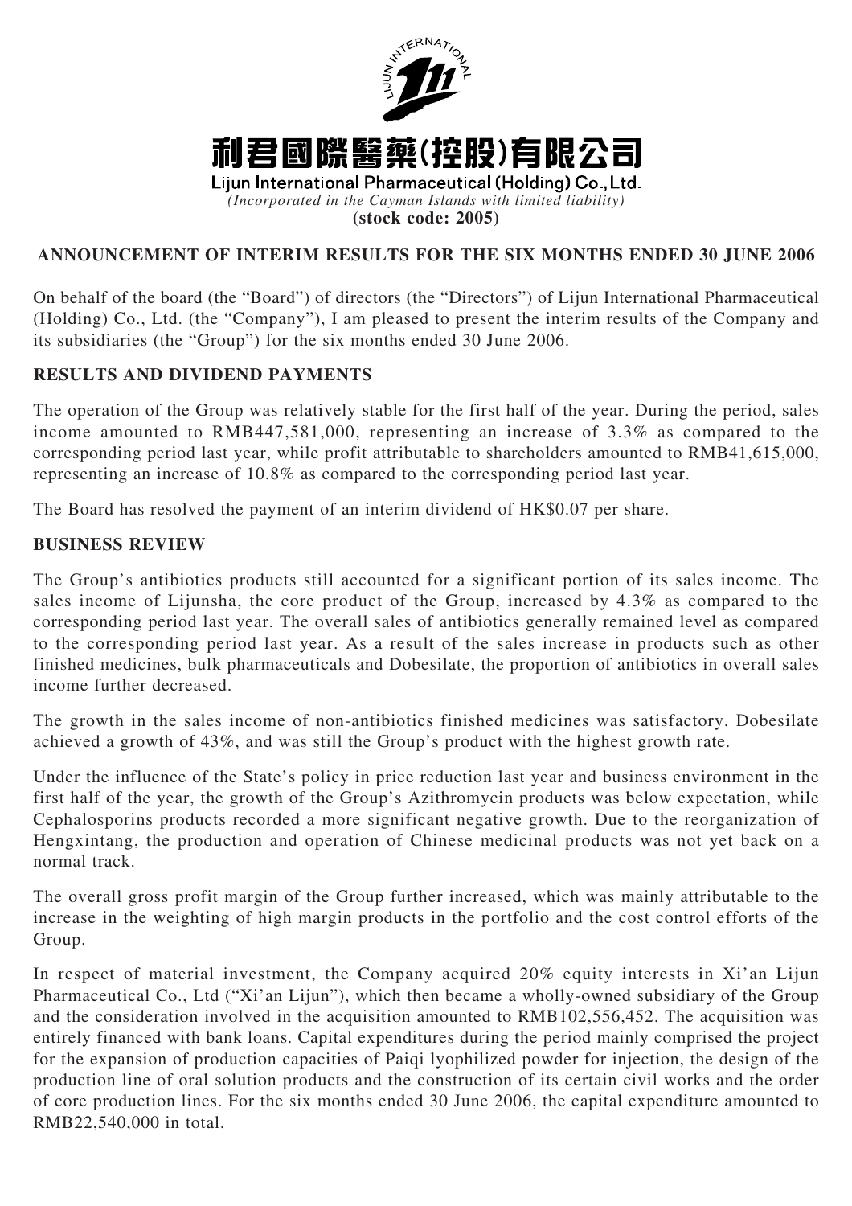# 利君國際醫藥(控股)有限公司

**Lijun International Pharmaceutical (Holding) Co., Ltd.**

*(Incorporated in the Cayman Islands with limited liability)*

**(stock code: 2005)**

## ANNOUNCEMENT OF INTERIM RESULTS FOR THE SIX MONTHS ENDED 30 JUNE 2006

On behalf of the board (the "Board") of directors (the "Directors") of Lijun International Pharmaceutical (Holding) Co., Ltd. (the "Company"), I am pleased to present the interim results of the Company and its subsidiaries (the "Group") for the six months ended 30 June 2006.

## RESULTS AND DIVIDEND PAYMENTS

The operation of the Group was relatively stable for the first half of the year. During the period, sales income amounted to RMB447,581,000, representing an increase of 3.3% as compared to the corresponding period last year, while profit attributable to shareholders amounted to RMB41,615,000, representing an increase of 10.8% as compared to the corresponding period last year.

The Board has resolved the payment of an interim dividend of HK$0.07 per share.

## BUSINESS REVIEW

The Group's antibiotics products still accounted for a significant portion of its sales income. The sales income of Lijunsha, the core product of the Group, increased by 4.3% as compared to the corresponding period last year. The overall sales of antibiotics generally remained level as compared to the corresponding period last year. As a result of the sales increase in products such as other finished medicines, bulk pharmaceuticals and Dobesilate, the proportion of antibiotics in overall sales income further decreased.

The growth in the sales income of non-antibiotics finished medicines was satisfactory. Dobesilate achieved a growth of 43%, and was still the Group's product with the highest growth rate.

Under the influence of the State's policy in price reduction last year and business environment in the first half of the year, the growth of the Group's Azithromycin products was below expectation, while Cephalosporins products recorded a more significant negative growth. Due to the reorganization of Hengxintang, the production and operation of Chinese medicinal products was not yet back on a normal track.

The overall gross profit margin of the Group further increased, which was mainly attributable to the increase in the weighting of high margin products in the portfolio and the cost control efforts of the Group.

In respect of material investment, the Company acquired 20% equity interests in Xi'an Lijun Pharmaceutical Co., Ltd ("Xi'an Lijun"), which then became a wholly-owned subsidiary of the Group and the consideration involved in the acquisition amounted to RMB102,556,452. The acquisition was entirely financed with bank loans. Capital expenditures during the period mainly comprised the project for the expansion of production capacities of Paiqi lyophilized powder for injection, the design of the production line of oral solution products and the construction of its certain civil works and the order of core production lines. For the six months ended 30 June 2006, the capital expenditure amounted to RMB22,540,000 in total.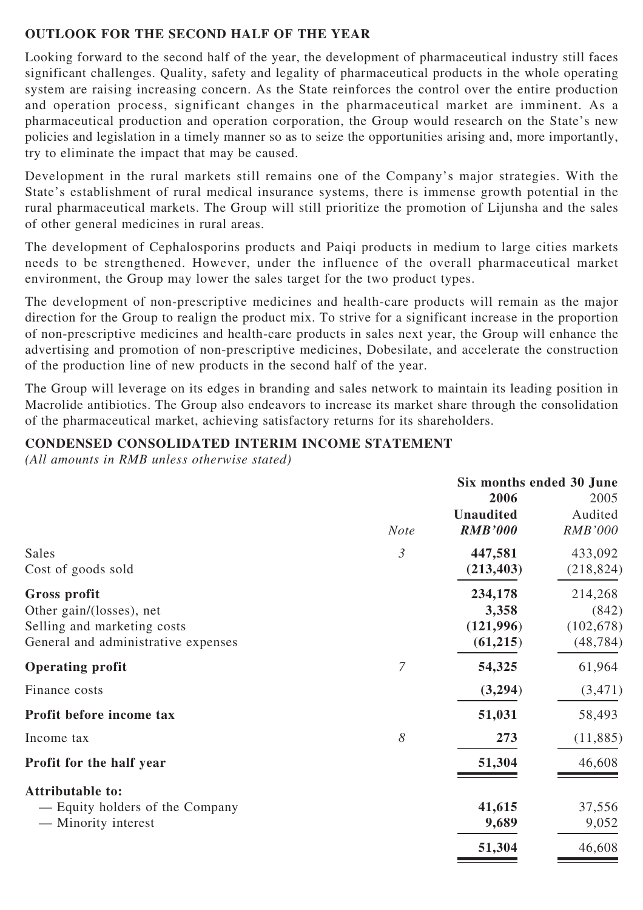## OUTLOOK FOR THE SECOND HALF OF THE YEAR

Looking forward to the second half of the year, the development of pharmaceutical industry still faces significant challenges. Quality, safety and legality of pharmaceutical products in the whole operating system are raising increasing concern. As the State reinforces the control over the entire production and operation process, significant changes in the pharmaceutical market are imminent. As a pharmaceutical production and operation corporation, the Group would research on the State's new policies and legislation in a timely manner so as to seize the opportunities arising and, more importantly, try to eliminate the impact that may be caused.

Development in the rural markets still remains one of the Company's major strategies. With the State's establishment of rural medical insurance systems, there is immense growth potential in the rural pharmaceutical markets. The Group will still prioritize the promotion of Lijunsha and the sales of other general medicines in rural areas.

The development of Cephalosporins products and Paiqi products in medium to large cities markets needs to be strengthened. However, under the influence of the overall pharmaceutical market environment, the Group may lower the sales target for the two product types.

The development of non-prescriptive medicines and health-care products will remain as the major direction for the Group to realign the product mix. To strive for a significant increase in the proportion of non-prescriptive medicines and health-care products in sales next year, the Group will enhance the advertising and promotion of non-prescriptive medicines, Dobesilate, and accelerate the construction of the production line of new products in the second half of the year.

The Group will leverage on its edges in branding and sales network to maintain its leading position in Macrolide antibiotics. The Group also endeavors to increase its market share through the consolidation of the pharmaceutical market, achieving satisfactory returns for its shareholders.

## CONDENSED CONSOLIDATED INTERIM INCOME STATEMENT

*(All amounts in RMB unless otherwise stated)*

| | | Six months ended 30 June | |
|---|---|---|---|
| | | **2006** | 2005 |
| | | **Unaudited** | Audited |
| | *Note* | ***RMB'000*** | *RMB'000* |
| Sales | *3* | **447,581** | 433,092 |
| Cost of goods sold | | **(213,403)** | (218,824) |
| **Gross profit** | | **234,178** | 214,268 |
| Other gain/(losses), net | | **3,358** | (842) |
| Selling and marketing costs | | **(121,996)** | (102,678) |
| General and administrative expenses | | **(61,215)** | (48,784) |
| **Operating profit** | *7* | **54,325** | 61,964 |
| Finance costs | | **(3,294)** | (3,471) |
| **Profit before income tax** | | **51,031** | 58,493 |
| Income tax | *8* | **273** | (11,885) |
| **Profit for the half year** | | **51,304** | 46,608 |
| **Attributable to:** | | | |
| — Equity holders of the Company | | **41,615** | 37,556 |
| — Minority interest | | **9,689** | 9,052 |
| | | **51,304** | 46,608 |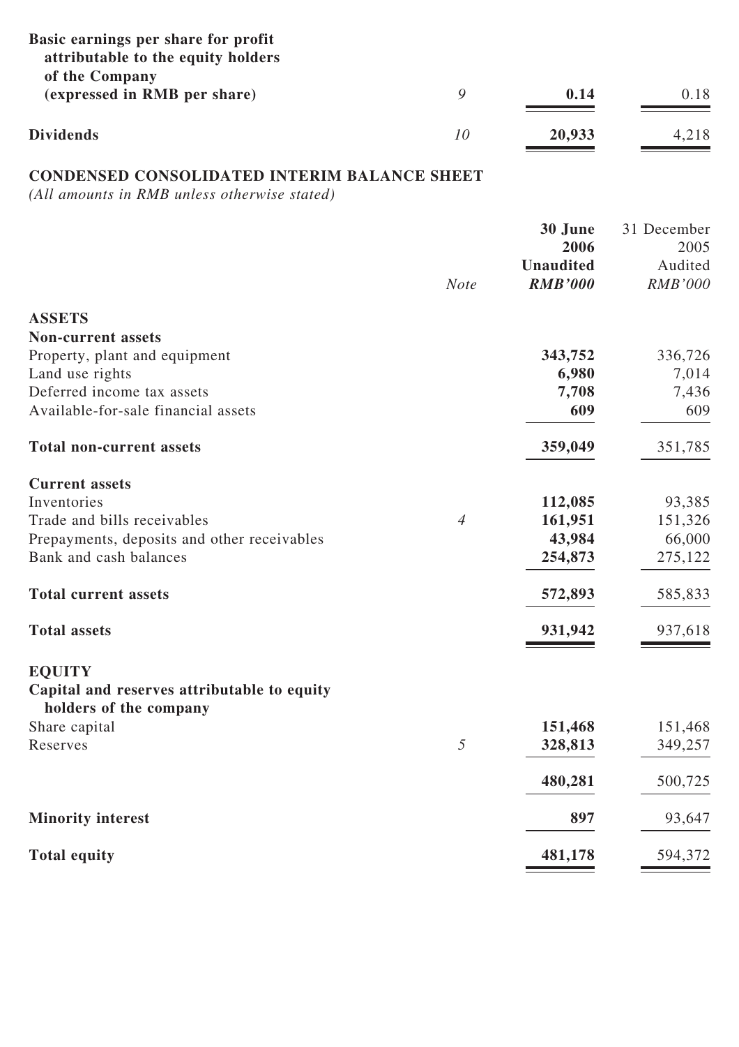| | | | |
|---|---|---|---|
| **Basic earnings per share for profit attributable to the equity holders of the Company (expressed in RMB per share)** | *9* | **0.14** | 0.18 |
| **Dividends** | *10* | **20,933** | 4,218 |

## CONDENSED CONSOLIDATED INTERIM BALANCE SHEET

*(All amounts in RMB unless otherwise stated)*

| | *Note* | **30 June 2006 Unaudited *RMB'000*** | 31 December 2005 Audited *RMB'000* |
|---|---|---|---|
| **ASSETS** | | | |
| **Non-current assets** | | | |
| Property, plant and equipment | | **343,752** | 336,726 |
| Land use rights | | **6,980** | 7,014 |
| Deferred income tax assets | | **7,708** | 7,436 |
| Available-for-sale financial assets | | **609** | 609 |
| **Total non-current assets** | | **359,049** | 351,785 |
| **Current assets** | | | |
| Inventories | | **112,085** | 93,385 |
| Trade and bills receivables | *4* | **161,951** | 151,326 |
| Prepayments, deposits and other receivables | | **43,984** | 66,000 |
| Bank and cash balances | | **254,873** | 275,122 |
| **Total current assets** | | **572,893** | 585,833 |
| **Total assets** | | **931,942** | 937,618 |
| **EQUITY** | | | |
| **Capital and reserves attributable to equity holders of the company** | | | |
| Share capital | | **151,468** | 151,468 |
| Reserves | *5* | **328,813** | 349,257 |
| | | **480,281** | 500,725 |
| **Minority interest** | | **897** | 93,647 |
| **Total equity** | | **481,178** | 594,372 |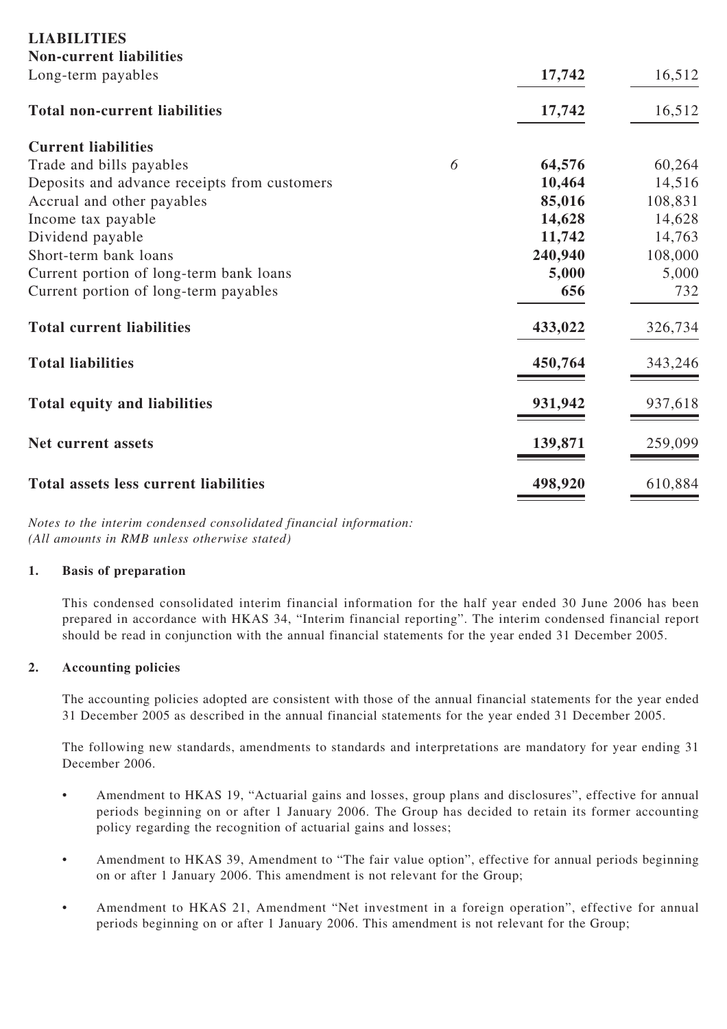| | Note | | |
|---|---|---|---|
| **LIABILITIES** | | | |
| **Non-current liabilities** | | | |
| Long-term payables | | **17,742** | 16,512 |
| **Total non-current liabilities** | | **17,742** | 16,512 |
| **Current liabilities** | | | |
| Trade and bills payables | 6 | **64,576** | 60,264 |
| Deposits and advance receipts from customers | | **10,464** | 14,516 |
| Accrual and other payables | | **85,016** | 108,831 |
| Income tax payable | | **14,628** | 14,628 |
| Dividend payable | | **11,742** | 14,763 |
| Short-term bank loans | | **240,940** | 108,000 |
| Current portion of long-term bank loans | | **5,000** | 5,000 |
| Current portion of long-term payables | | **656** | 732 |
| **Total current liabilities** | | **433,022** | 326,734 |
| **Total liabilities** | | **450,764** | 343,246 |
| **Total equity and liabilities** | | **931,942** | 937,618 |
| **Net current assets** | | **139,871** | 259,099 |
| **Total assets less current liabilities** | | **498,920** | 610,884 |

*Notes to the interim condensed consolidated financial information:*
*(All amounts in RMB unless otherwise stated)*

**1. Basis of preparation**

This condensed consolidated interim financial information for the half year ended 30 June 2006 has been prepared in accordance with HKAS 34, "Interim financial reporting". The interim condensed financial report should be read in conjunction with the annual financial statements for the year ended 31 December 2005.

**2. Accounting policies**

The accounting policies adopted are consistent with those of the annual financial statements for the year ended 31 December 2005 as described in the annual financial statements for the year ended 31 December 2005.

The following new standards, amendments to standards and interpretations are mandatory for year ending 31 December 2006.

- Amendment to HKAS 19, "Actuarial gains and losses, group plans and disclosures", effective for annual periods beginning on or after 1 January 2006. The Group has decided to retain its former accounting policy regarding the recognition of actuarial gains and losses;
- Amendment to HKAS 39, Amendment to "The fair value option", effective for annual periods beginning on or after 1 January 2006. This amendment is not relevant for the Group;
- Amendment to HKAS 21, Amendment "Net investment in a foreign operation", effective for annual periods beginning on or after 1 January 2006. This amendment is not relevant for the Group;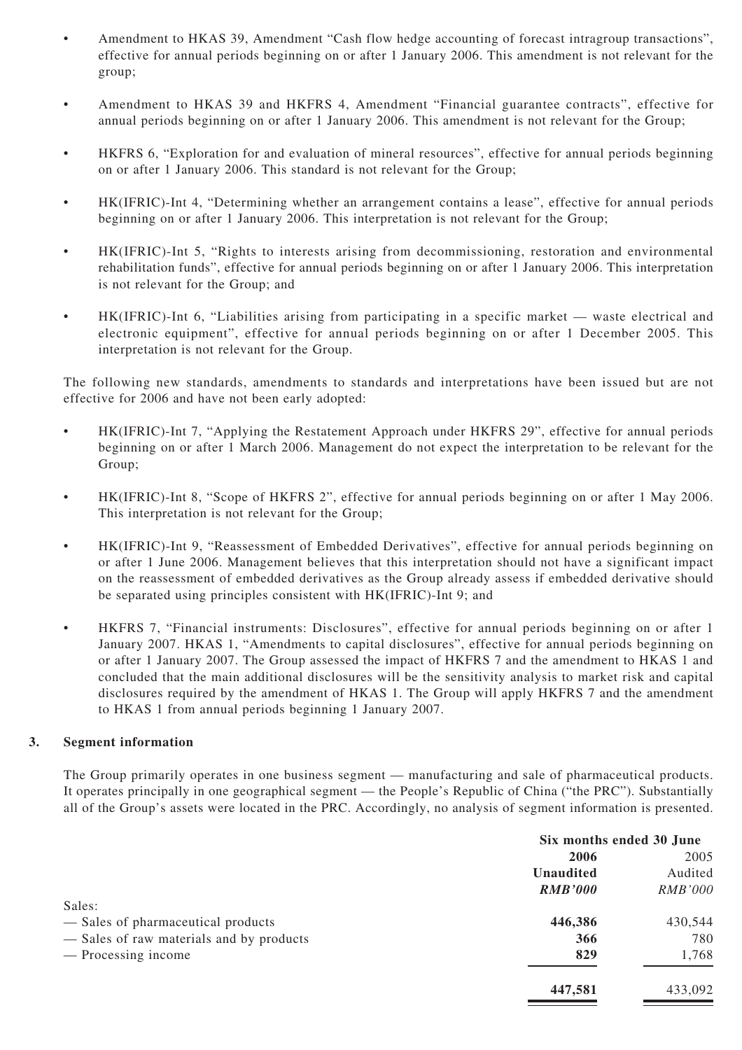- Amendment to HKAS 39, Amendment "Cash flow hedge accounting of forecast intragroup transactions", effective for annual periods beginning on or after 1 January 2006. This amendment is not relevant for the group;

- Amendment to HKAS 39 and HKFRS 4, Amendment "Financial guarantee contracts", effective for annual periods beginning on or after 1 January 2006. This amendment is not relevant for the Group;

- HKFRS 6, "Exploration for and evaluation of mineral resources", effective for annual periods beginning on or after 1 January 2006. This standard is not relevant for the Group;

- HK(IFRIC)-Int 4, "Determining whether an arrangement contains a lease", effective for annual periods beginning on or after 1 January 2006. This interpretation is not relevant for the Group;

- HK(IFRIC)-Int 5, "Rights to interests arising from decommissioning, restoration and environmental rehabilitation funds", effective for annual periods beginning on or after 1 January 2006. This interpretation is not relevant for the Group; and

- HK(IFRIC)-Int 6, "Liabilities arising from participating in a specific market — waste electrical and electronic equipment", effective for annual periods beginning on or after 1 December 2005. This interpretation is not relevant for the Group.

The following new standards, amendments to standards and interpretations have been issued but are not effective for 2006 and have not been early adopted:

- HK(IFRIC)-Int 7, "Applying the Restatement Approach under HKFRS 29", effective for annual periods beginning on or after 1 March 2006. Management do not expect the interpretation to be relevant for the Group;

- HK(IFRIC)-Int 8, "Scope of HKFRS 2", effective for annual periods beginning on or after 1 May 2006. This interpretation is not relevant for the Group;

- HK(IFRIC)-Int 9, "Reassessment of Embedded Derivatives", effective for annual periods beginning on or after 1 June 2006. Management believes that this interpretation should not have a significant impact on the reassessment of embedded derivatives as the Group already assess if embedded derivative should be separated using principles consistent with HK(IFRIC)-Int 9; and

- HKFRS 7, "Financial instruments: Disclosures", effective for annual periods beginning on or after 1 January 2007. HKAS 1, "Amendments to capital disclosures", effective for annual periods beginning on or after 1 January 2007. The Group assessed the impact of HKFRS 7 and the amendment to HKAS 1 and concluded that the main additional disclosures will be the sensitivity analysis to market risk and capital disclosures required by the amendment of HKAS 1. The Group will apply HKFRS 7 and the amendment to HKAS 1 from annual periods beginning 1 January 2007.

## 3. Segment information

The Group primarily operates in one business segment — manufacturing and sale of pharmaceutical products. It operates principally in one geographical segment — the People's Republic of China ("the PRC"). Substantially all of the Group's assets were located in the PRC. Accordingly, no analysis of segment information is presented.

| | Six months ended 30 June | |
|---|---|---|
| | **2006** | 2005 |
| | **Unaudited** | Audited |
| | ***RMB'000*** | *RMB'000* |
| Sales: | | |
| — Sales of pharmaceutical products | **446,386** | 430,544 |
| — Sales of raw materials and by products | **366** | 780 |
| — Processing income | **829** | 1,768 |
| | **447,581** | 433,092 |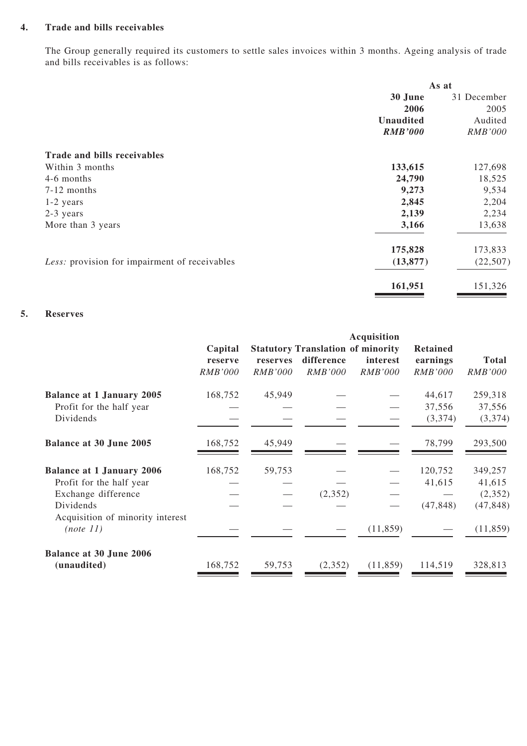## 4. Trade and bills receivables

The Group generally required its customers to settle sales invoices within 3 months. Ageing analysis of trade and bills receivables is as follows:

| | As at | |
|---|---|---|
| | **30 June 2006** | 31 December 2005 |
| | **Unaudited** | Audited |
| | ***RMB'000*** | *RMB'000* |
| **Trade and bills receivables** | | |
| Within 3 months | **133,615** | 127,698 |
| 4-6 months | **24,790** | 18,525 |
| 7-12 months | **9,273** | 9,534 |
| 1-2 years | **2,845** | 2,204 |
| 2-3 years | **2,139** | 2,234 |
| More than 3 years | **3,166** | 13,638 |
| | **175,828** | 173,833 |
| *Less:* provision for impairment of receivables | **(13,877)** | (22,507) |
| | **161,951** | 151,326 |

## 5. Reserves

| | Capital reserve | Statutory reserves | Translation difference | Acquisition of minority interest | Retained earnings | Total |
|---|---|---|---|---|---|---|
| | *RMB'000* | *RMB'000* | *RMB'000* | *RMB'000* | *RMB'000* | *RMB'000* |
| **Balance at 1 January 2005** | 168,752 | 45,949 | — | — | 44,617 | 259,318 |
| Profit for the half year | — | — | — | — | 37,556 | 37,556 |
| Dividends | — | — | — | — | (3,374) | (3,374) |
| **Balance at 30 June 2005** | 168,752 | 45,949 | — | — | 78,799 | 293,500 |
| **Balance at 1 January 2006** | 168,752 | 59,753 | — | — | 120,752 | 349,257 |
| Profit for the half year | — | — | — | — | 41,615 | 41,615 |
| Exchange difference | — | — | (2,352) | — | — | (2,352) |
| Dividends | — | — | — | — | (47,848) | (47,848) |
| Acquisition of minority interest *(note 11)* | — | — | — | (11,859) | — | (11,859) |
| **Balance at 30 June 2006 (unaudited)** | 168,752 | 59,753 | (2,352) | (11,859) | 114,519 | 328,813 |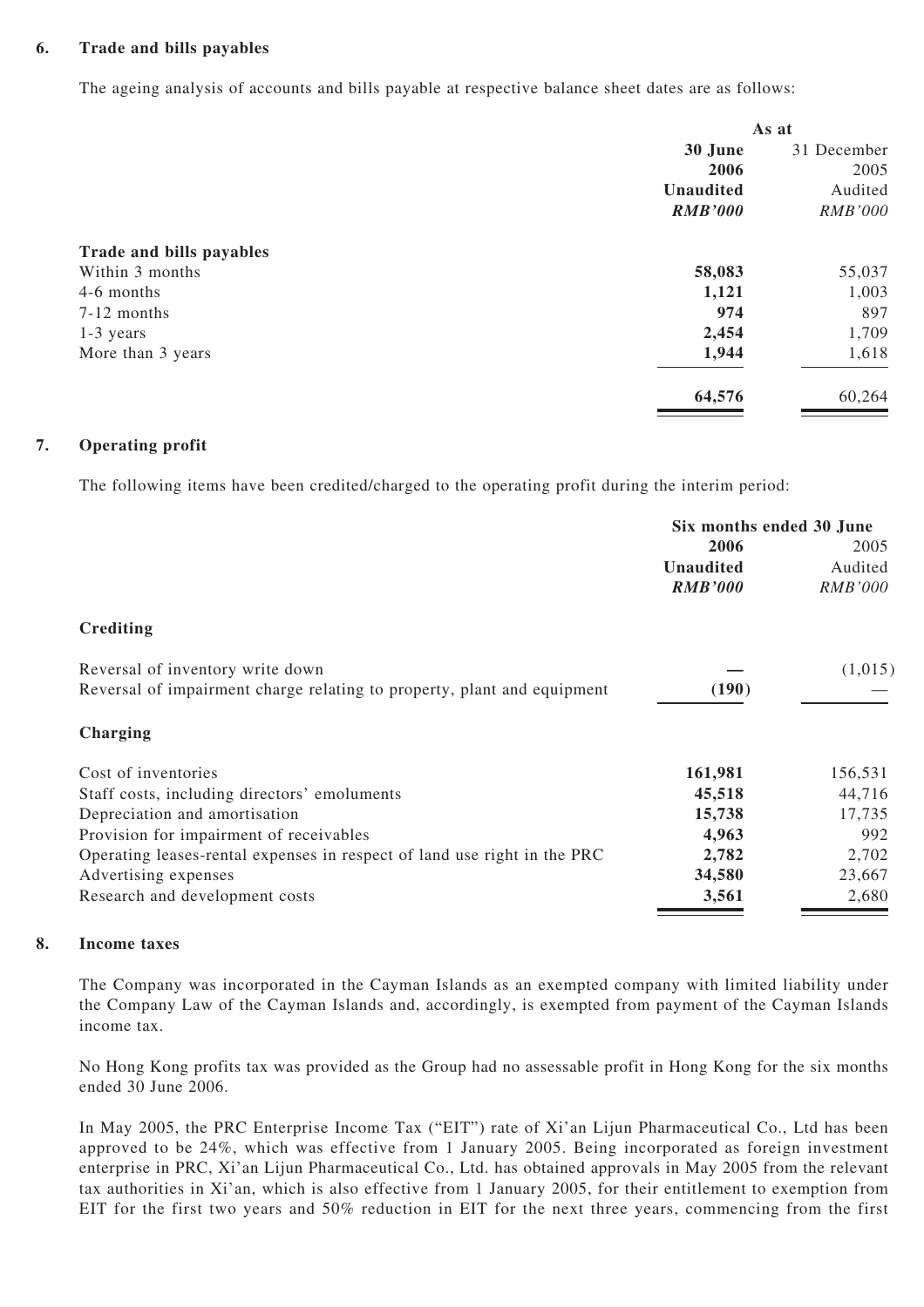## 6. Trade and bills payables

The ageing analysis of accounts and bills payable at respective balance sheet dates are as follows:

| | As at | |
|---|---|---|
| | **30 June 2006** | 31 December 2005 |
| | **Unaudited** | Audited |
| | ***RMB'000*** | *RMB'000* |
| **Trade and bills payables** | | |
| Within 3 months | **58,083** | 55,037 |
| 4-6 months | **1,121** | 1,003 |
| 7-12 months | **974** | 897 |
| 1-3 years | **2,454** | 1,709 |
| More than 3 years | **1,944** | 1,618 |
| | **64,576** | 60,264 |

## 7. Operating profit

The following items have been credited/charged to the operating profit during the interim period:

| | Six months ended 30 June | |
|---|---|---|
| | **2006** | 2005 |
| | **Unaudited** | Audited |
| | ***RMB'000*** | *RMB'000* |
| **Crediting** | | |
| Reversal of inventory write down | **—** | (1,015) |
| Reversal of impairment charge relating to property, plant and equipment | **(190)** | — |
| **Charging** | | |
| Cost of inventories | **161,981** | 156,531 |
| Staff costs, including directors' emoluments | **45,518** | 44,716 |
| Depreciation and amortisation | **15,738** | 17,735 |
| Provision for impairment of receivables | **4,963** | 992 |
| Operating leases-rental expenses in respect of land use right in the PRC | **2,782** | 2,702 |
| Advertising expenses | **34,580** | 23,667 |
| Research and development costs | **3,561** | 2,680 |

## 8. Income taxes

The Company was incorporated in the Cayman Islands as an exempted company with limited liability under the Company Law of the Cayman Islands and, accordingly, is exempted from payment of the Cayman Islands income tax.

No Hong Kong profits tax was provided as the Group had no assessable profit in Hong Kong for the six months ended 30 June 2006.

In May 2005, the PRC Enterprise Income Tax ("EIT") rate of Xi'an Lijun Pharmaceutical Co., Ltd has been approved to be 24%, which was effective from 1 January 2005. Being incorporated as foreign investment enterprise in PRC, Xi'an Lijun Pharmaceutical Co., Ltd. has obtained approvals in May 2005 from the relevant tax authorities in Xi'an, which is also effective from 1 January 2005, for their entitlement to exemption from EIT for the first two years and 50% reduction in EIT for the next three years, commencing from the first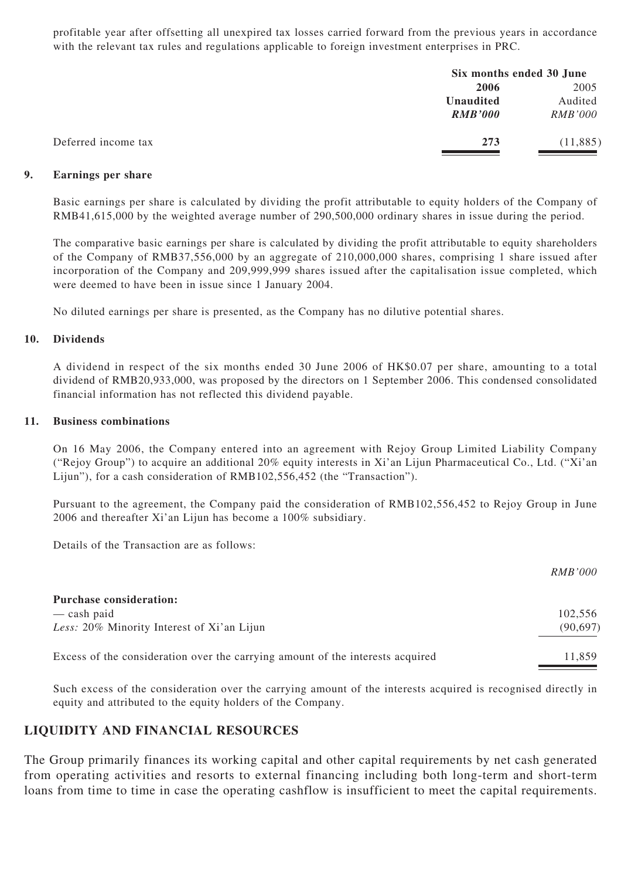profitable year after offsetting all unexpired tax losses carried forward from the previous years in accordance with the relevant tax rules and regulations applicable to foreign investment enterprises in PRC.

| | Six months ended 30 June | |
|---|---|---|
| | **2006** | 2005 |
| | **Unaudited** | Audited |
| | ***RMB'000*** | *RMB'000* |
| Deferred income tax | **273** | (11,885) |

**9. Earnings per share**

Basic earnings per share is calculated by dividing the profit attributable to equity holders of the Company of RMB41,615,000 by the weighted average number of 290,500,000 ordinary shares in issue during the period.

The comparative basic earnings per share is calculated by dividing the profit attributable to equity shareholders of the Company of RMB37,556,000 by an aggregate of 210,000,000 shares, comprising 1 share issued after incorporation of the Company and 209,999,999 shares issued after the capitalisation issue completed, which were deemed to have been in issue since 1 January 2004.

No diluted earnings per share is presented, as the Company has no dilutive potential shares.

**10. Dividends**

A dividend in respect of the six months ended 30 June 2006 of HK$0.07 per share, amounting to a total dividend of RMB20,933,000, was proposed by the directors on 1 September 2006. This condensed consolidated financial information has not reflected this dividend payable.

**11. Business combinations**

On 16 May 2006, the Company entered into an agreement with Rejoy Group Limited Liability Company ("Rejoy Group") to acquire an additional 20% equity interests in Xi'an Lijun Pharmaceutical Co., Ltd. ("Xi'an Lijun"), for a cash consideration of RMB102,556,452 (the "Transaction").

Pursuant to the agreement, the Company paid the consideration of RMB102,556,452 to Rejoy Group in June 2006 and thereafter Xi'an Lijun has become a 100% subsidiary.

Details of the Transaction are as follows:

| | *RMB'000* |
|---|---|
| **Purchase consideration:** | |
| — cash paid | 102,556 |
| *Less:* 20% Minority Interest of Xi'an Lijun | (90,697) |
| Excess of the consideration over the carrying amount of the interests acquired | 11,859 |

Such excess of the consideration over the carrying amount of the interests acquired is recognised directly in equity and attributed to the equity holders of the Company.

## LIQUIDITY AND FINANCIAL RESOURCES

The Group primarily finances its working capital and other capital requirements by net cash generated from operating activities and resorts to external financing including both long-term and short-term loans from time to time in case the operating cashflow is insufficient to meet the capital requirements.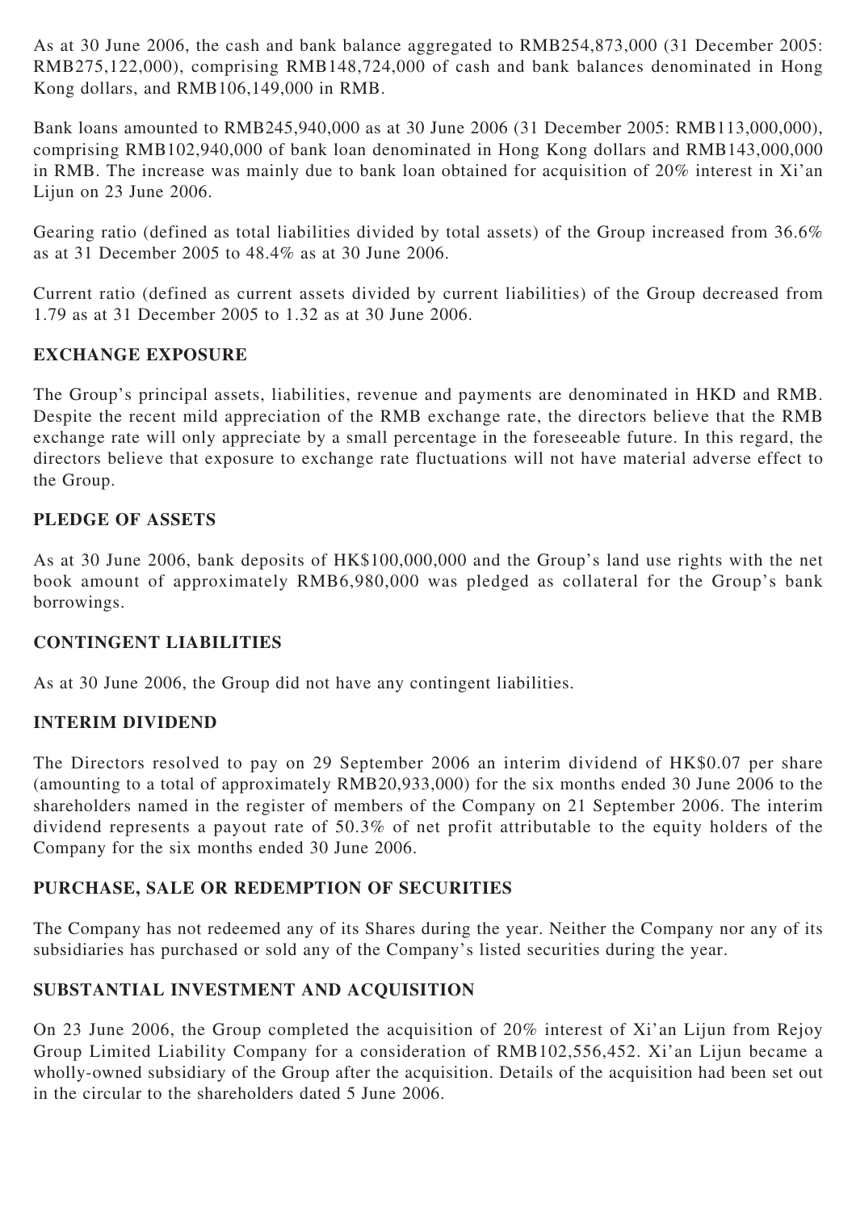As at 30 June 2006, the cash and bank balance aggregated to RMB254,873,000 (31 December 2005: RMB275,122,000), comprising RMB148,724,000 of cash and bank balances denominated in Hong Kong dollars, and RMB106,149,000 in RMB.

Bank loans amounted to RMB245,940,000 as at 30 June 2006 (31 December 2005: RMB113,000,000), comprising RMB102,940,000 of bank loan denominated in Hong Kong dollars and RMB143,000,000 in RMB. The increase was mainly due to bank loan obtained for acquisition of 20% interest in Xi'an Lijun on 23 June 2006.

Gearing ratio (defined as total liabilities divided by total assets) of the Group increased from 36.6% as at 31 December 2005 to 48.4% as at 30 June 2006.

Current ratio (defined as current assets divided by current liabilities) of the Group decreased from 1.79 as at 31 December 2005 to 1.32 as at 30 June 2006.

## EXCHANGE EXPOSURE

The Group's principal assets, liabilities, revenue and payments are denominated in HKD and RMB. Despite the recent mild appreciation of the RMB exchange rate, the directors believe that the RMB exchange rate will only appreciate by a small percentage in the foreseeable future. In this regard, the directors believe that exposure to exchange rate fluctuations will not have material adverse effect to the Group.

## PLEDGE OF ASSETS

As at 30 June 2006, bank deposits of HK$100,000,000 and the Group's land use rights with the net book amount of approximately RMB6,980,000 was pledged as collateral for the Group's bank borrowings.

## CONTINGENT LIABILITIES

As at 30 June 2006, the Group did not have any contingent liabilities.

## INTERIM DIVIDEND

The Directors resolved to pay on 29 September 2006 an interim dividend of HK$0.07 per share (amounting to a total of approximately RMB20,933,000) for the six months ended 30 June 2006 to the shareholders named in the register of members of the Company on 21 September 2006. The interim dividend represents a payout rate of 50.3% of net profit attributable to the equity holders of the Company for the six months ended 30 June 2006.

## PURCHASE, SALE OR REDEMPTION OF SECURITIES

The Company has not redeemed any of its Shares during the year. Neither the Company nor any of its subsidiaries has purchased or sold any of the Company's listed securities during the year.

## SUBSTANTIAL INVESTMENT AND ACQUISITION

On 23 June 2006, the Group completed the acquisition of 20% interest of Xi'an Lijun from Rejoy Group Limited Liability Company for a consideration of RMB102,556,452. Xi'an Lijun became a wholly-owned subsidiary of the Group after the acquisition. Details of the acquisition had been set out in the circular to the shareholders dated 5 June 2006.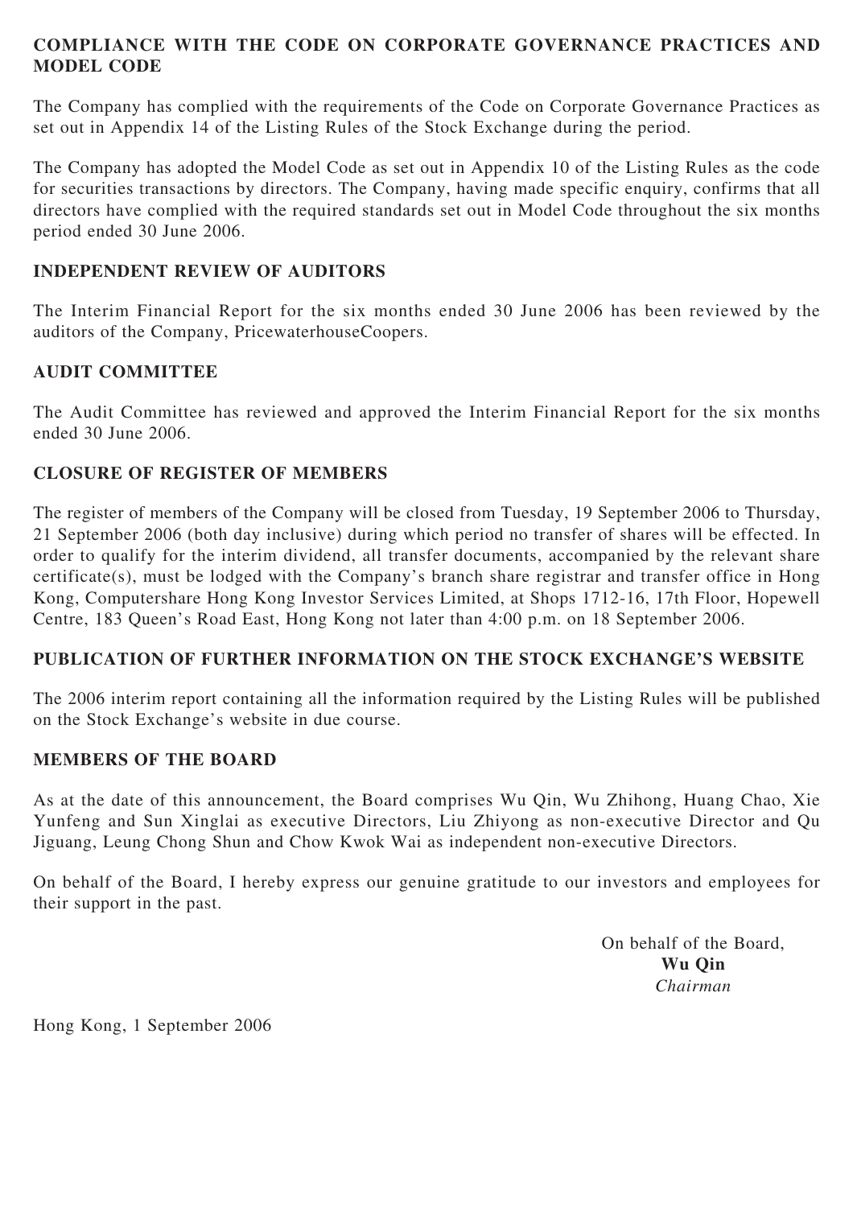## COMPLIANCE WITH THE CODE ON CORPORATE GOVERNANCE PRACTICES AND MODEL CODE

The Company has complied with the requirements of the Code on Corporate Governance Practices as set out in Appendix 14 of the Listing Rules of the Stock Exchange during the period.

The Company has adopted the Model Code as set out in Appendix 10 of the Listing Rules as the code for securities transactions by directors. The Company, having made specific enquiry, confirms that all directors have complied with the required standards set out in Model Code throughout the six months period ended 30 June 2006.

## INDEPENDENT REVIEW OF AUDITORS

The Interim Financial Report for the six months ended 30 June 2006 has been reviewed by the auditors of the Company, PricewaterhouseCoopers.

## AUDIT COMMITTEE

The Audit Committee has reviewed and approved the Interim Financial Report for the six months ended 30 June 2006.

## CLOSURE OF REGISTER OF MEMBERS

The register of members of the Company will be closed from Tuesday, 19 September 2006 to Thursday, 21 September 2006 (both day inclusive) during which period no transfer of shares will be effected. In order to qualify for the interim dividend, all transfer documents, accompanied by the relevant share certificate(s), must be lodged with the Company's branch share registrar and transfer office in Hong Kong, Computershare Hong Kong Investor Services Limited, at Shops 1712-16, 17th Floor, Hopewell Centre, 183 Queen's Road East, Hong Kong not later than 4:00 p.m. on 18 September 2006.

## PUBLICATION OF FURTHER INFORMATION ON THE STOCK EXCHANGE'S WEBSITE

The 2006 interim report containing all the information required by the Listing Rules will be published on the Stock Exchange's website in due course.

## MEMBERS OF THE BOARD

As at the date of this announcement, the Board comprises Wu Qin, Wu Zhihong, Huang Chao, Xie Yunfeng and Sun Xinglai as executive Directors, Liu Zhiyong as non-executive Director and Qu Jiguang, Leung Chong Shun and Chow Kwok Wai as independent non-executive Directors.

On behalf of the Board, I hereby express our genuine gratitude to our investors and employees for their support in the past.

On behalf of the Board,
**Wu Qin**
*Chairman*

Hong Kong, 1 September 2006